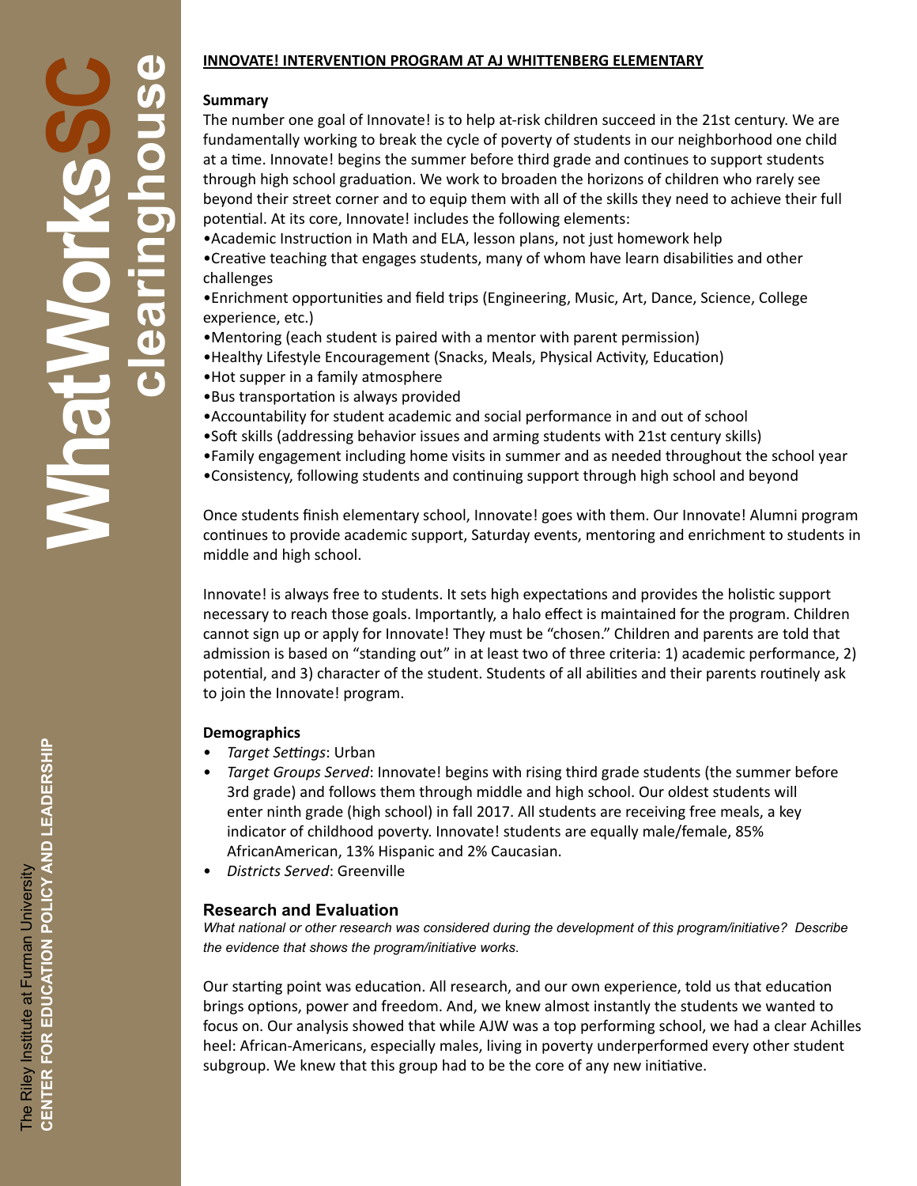## INNOVATE! INTERVENTION PROGRAM AT AJ WHITTENBERG ELEMENTARY

### Summary

The number one goal of Innovate! is to help at-risk children succeed in the 21st century. We are fundamentally working to break the cycle of poverty of students in our neighborhood one child at a time. Innovate! begins the summer before third grade and continues to support students through high school graduation. We work to broaden the horizons of children who rarely see beyond their street corner and to equip them with all of the skills they need to achieve their full potential. At its core, Innovate! includes the following elements:

- Academic Instruction in Math and ELA, lesson plans, not just homework help
- Creative teaching that engages students, many of whom have learn disabilities and other challenges
- Enrichment opportunities and field trips (Engineering, Music, Art, Dance, Science, College experience, etc.)
- Mentoring (each student is paired with a mentor with parent permission)
- Healthy Lifestyle Encouragement (Snacks, Meals, Physical Activity, Education)
- Hot supper in a family atmosphere
- Bus transportation is always provided
- Accountability for student academic and social performance in and out of school
- Soft skills (addressing behavior issues and arming students with 21st century skills)
- Family engagement including home visits in summer and as needed throughout the school year
- Consistency, following students and continuing support through high school and beyond

Once students finish elementary school, Innovate! goes with them. Our Innovate! Alumni program continues to provide academic support, Saturday events, mentoring and enrichment to students in middle and high school.

Innovate! is always free to students. It sets high expectations and provides the holistic support necessary to reach those goals. Importantly, a halo effect is maintained for the program. Children cannot sign up or apply for Innovate! They must be "chosen." Children and parents are told that admission is based on "standing out" in at least two of three criteria: 1) academic performance, 2) potential, and 3) character of the student. Students of all abilities and their parents routinely ask to join the Innovate! program.

### Demographics

- *Target Settings*: Urban
- *Target Groups Served*: Innovate! begins with rising third grade students (the summer before 3rd grade) and follows them through middle and high school. Our oldest students will enter ninth grade (high school) in fall 2017. All students are receiving free meals, a key indicator of childhood poverty. Innovate! students are equally male/female, 85% AfricanAmerican, 13% Hispanic and 2% Caucasian.
- *Districts Served*: Greenville

### Research and Evaluation

*What national or other research was considered during the development of this program/initiative? Describe the evidence that shows the program/initiative works.*

Our starting point was education. All research, and our own experience, told us that education brings options, power and freedom. And, we knew almost instantly the students we wanted to focus on. Our analysis showed that while AJW was a top performing school, we had a clear Achilles heel: African-Americans, especially males, living in poverty underperformed every other student subgroup. We knew that this group had to be the core of any new initiative.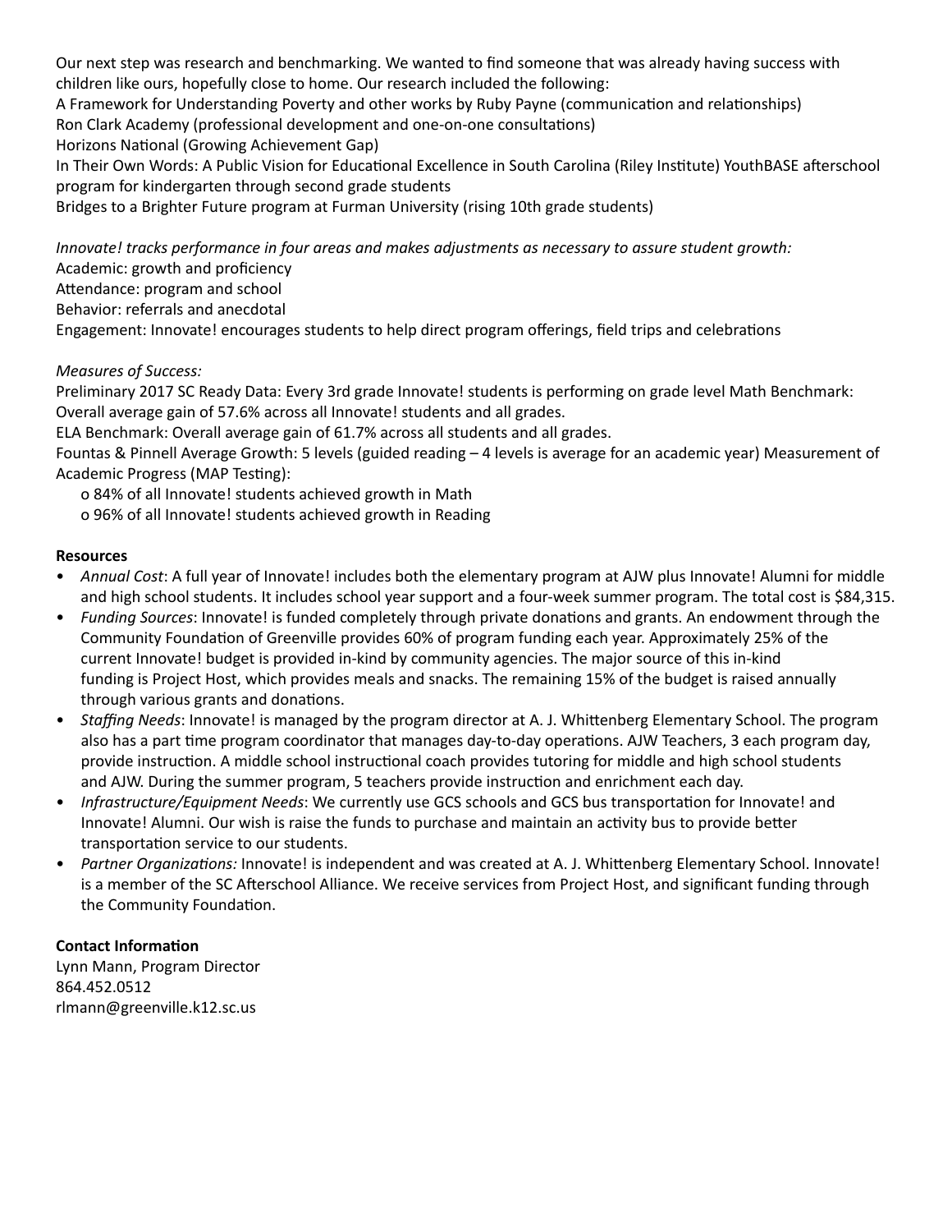Our next step was research and benchmarking. We wanted to find someone that was already having success with children like ours, hopefully close to home. Our research included the following:
A Framework for Understanding Poverty and other works by Ruby Payne (communication and relationships)
Ron Clark Academy (professional development and one-on-one consultations)
Horizons National (Growing Achievement Gap)
In Their Own Words: A Public Vision for Educational Excellence in South Carolina (Riley Institute) YouthBASE afterschool program for kindergarten through second grade students
Bridges to a Brighter Future program at Furman University (rising 10th grade students)

*Innovate! tracks performance in four areas and makes adjustments as necessary to assure student growth:*
Academic: growth and proficiency
Attendance: program and school
Behavior: referrals and anecdotal
Engagement: Innovate! encourages students to help direct program offerings, field trips and celebrations

*Measures of Success:*
Preliminary 2017 SC Ready Data: Every 3rd grade Innovate! students is performing on grade level Math Benchmark: Overall average gain of 57.6% across all Innovate! students and all grades.
ELA Benchmark: Overall average gain of 61.7% across all students and all grades.
Fountas & Pinnell Average Growth: 5 levels (guided reading – 4 levels is average for an academic year) Measurement of Academic Progress (MAP Testing):

- o 84% of all Innovate! students achieved growth in Math
- o 96% of all Innovate! students achieved growth in Reading

**Resources**

- *Annual Cost*: A full year of Innovate! includes both the elementary program at AJW plus Innovate! Alumni for middle and high school students. It includes school year support and a four-week summer program. The total cost is $84,315.
- *Funding Sources*: Innovate! is funded completely through private donations and grants. An endowment through the Community Foundation of Greenville provides 60% of program funding each year. Approximately 25% of the current Innovate! budget is provided in-kind by community agencies. The major source of this in-kind funding is Project Host, which provides meals and snacks. The remaining 15% of the budget is raised annually through various grants and donations.
- *Staffing Needs*: Innovate! is managed by the program director at A. J. Whittenberg Elementary School. The program also has a part time program coordinator that manages day-to-day operations. AJW Teachers, 3 each program day, provide instruction. A middle school instructional coach provides tutoring for middle and high school students and AJW. During the summer program, 5 teachers provide instruction and enrichment each day.
- *Infrastructure/Equipment Needs*: We currently use GCS schools and GCS bus transportation for Innovate! and Innovate! Alumni. Our wish is raise the funds to purchase and maintain an activity bus to provide better transportation service to our students.
- *Partner Organizations:* Innovate! is independent and was created at A. J. Whittenberg Elementary School. Innovate! is a member of the SC Afterschool Alliance. We receive services from Project Host, and significant funding through the Community Foundation.

**Contact Information**
Lynn Mann, Program Director
864.452.0512
rlmann@greenville.k12.sc.us